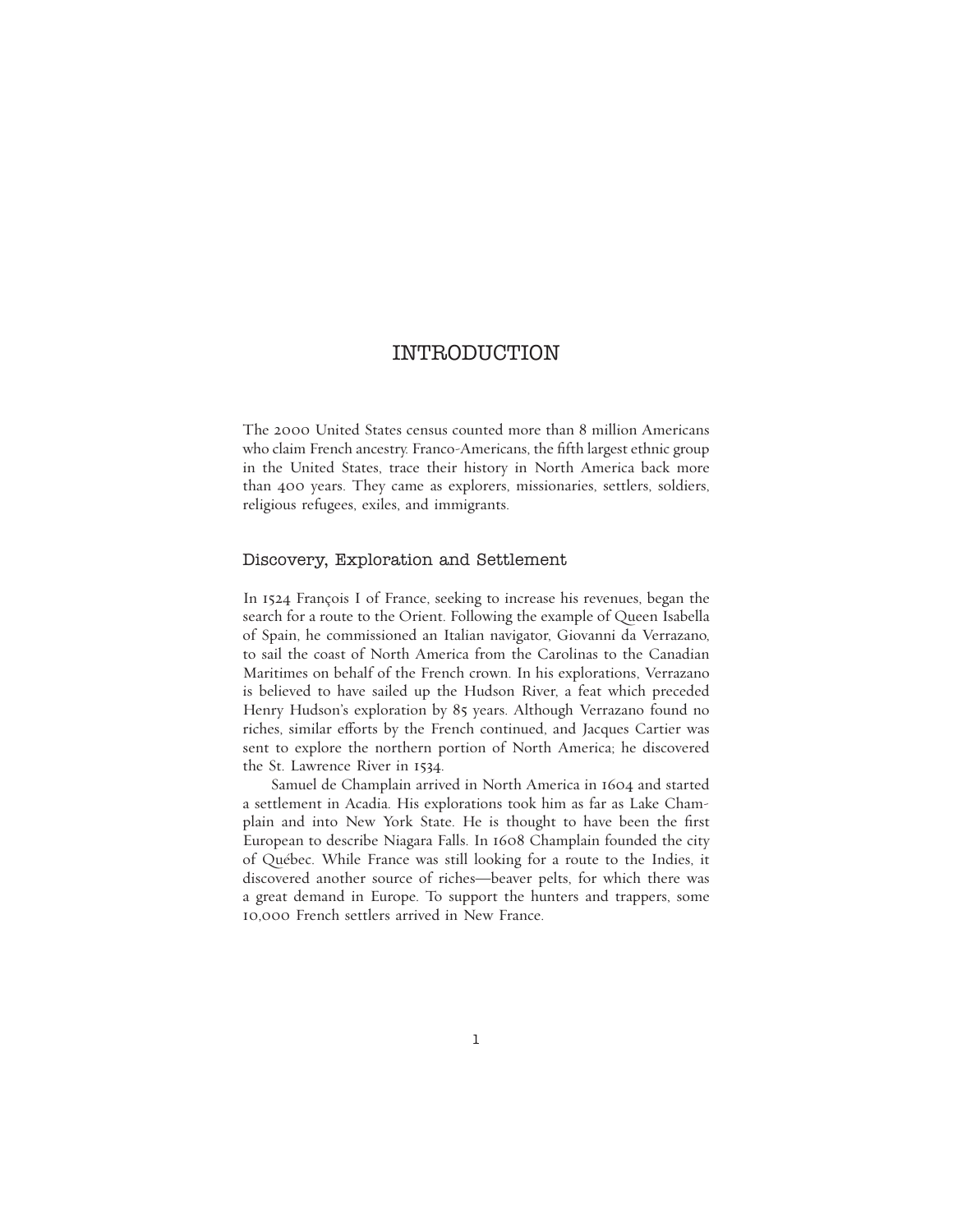# INTRODUCTION

The 2000 United States census counted more than 8 million Americans who claim French ancestry. Franco-Americans, the fifth largest ethnic group in the United States, trace their history in North America back more than 400 years. They came as explorers, missionaries, settlers, soldiers, religious refugees, exiles, and immigrants.

## Discovery, Exploration and Settlement

In 1524 François I of France, seeking to increase his revenues, began the search for a route to the Orient. Following the example of Queen Isabella of Spain, he commissioned an Italian navigator, Giovanni da Verrazano, to sail the coast of North America from the Carolinas to the Canadian Maritimes on behalf of the French crown. In his explorations, Verrazano is believed to have sailed up the Hudson River, a feat which preceded Henry Hudson's exploration by 85 years. Although Verrazano found no riches, similar efforts by the French continued, and Jacques Cartier was sent to explore the northern portion of North America; he discovered the St. Lawrence River in 1534.

Samuel de Champlain arrived in North America in 1604 and started a settlement in Acadia. His explorations took him as far as Lake Champlain and into New York State. He is thought to have been the first European to describe Niagara Falls. In 1608 Champlain founded the city of Québec. While France was still looking for a route to the Indies, it discovered another source of riches—beaver pelts, for which there was a great demand in Europe. To support the hunters and trappers, some 10,000 French settlers arrived in New France.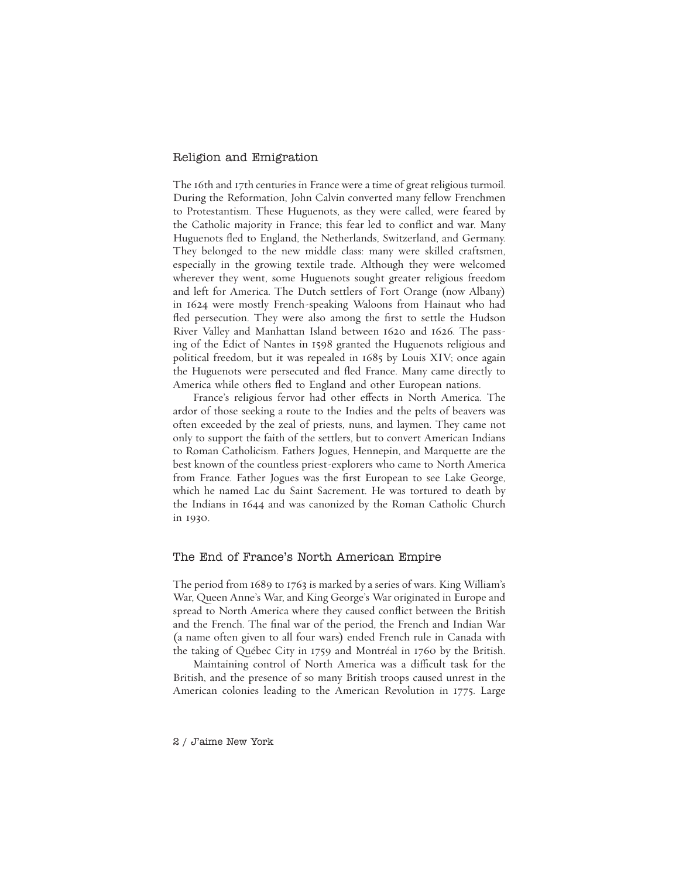## Religion and Emigration

The 16th and 17th centuries in France were a time of great religious turmoil. During the Reformation, John Calvin converted many fellow Frenchmen to Protestantism. These Huguenots, as they were called, were feared by the Catholic majority in France; this fear led to conflict and war. Many Huguenots fled to England, the Netherlands, Switzerland, and Germany. They belonged to the new middle class: many were skilled craftsmen, especially in the growing textile trade. Although they were welcomed wherever they went, some Huguenots sought greater religious freedom and left for America. The Dutch settlers of Fort Orange (now Albany) in 1624 were mostly French-speaking Waloons from Hainaut who had fled persecution. They were also among the first to settle the Hudson River Valley and Manhattan Island between 1620 and 1626. The passing of the Edict of Nantes in 1598 granted the Huguenots religious and political freedom, but it was repealed in 1685 by Louis XIV; once again the Huguenots were persecuted and fled France. Many came directly to America while others fled to England and other European nations.

France's religious fervor had other effects in North America. The ardor of those seeking a route to the Indies and the pelts of beavers was often exceeded by the zeal of priests, nuns, and laymen. They came not only to support the faith of the settlers, but to convert American Indians to Roman Catholicism. Fathers Jogues, Hennepin, and Marquette are the best known of the countless priest-explorers who came to North America from France. Father Jogues was the first European to see Lake George, which he named Lac du Saint Sacrement. He was tortured to death by the Indians in 1644 and was canonized by the Roman Catholic Church in 1930.

## The End of France's North American Empire

The period from 1689 to 1763 is marked by a series of wars. King William's War, Queen Anne's War, and King George's War originated in Europe and spread to North America where they caused conflict between the British and the French. The final war of the period, the French and Indian War (a name often given to all four wars) ended French rule in Canada with the taking of Québec City in 1759 and Montréal in 1760 by the British.

Maintaining control of North America was a difficult task for the British, and the presence of so many British troops caused unrest in the American colonies leading to the American Revolution in 1775. Large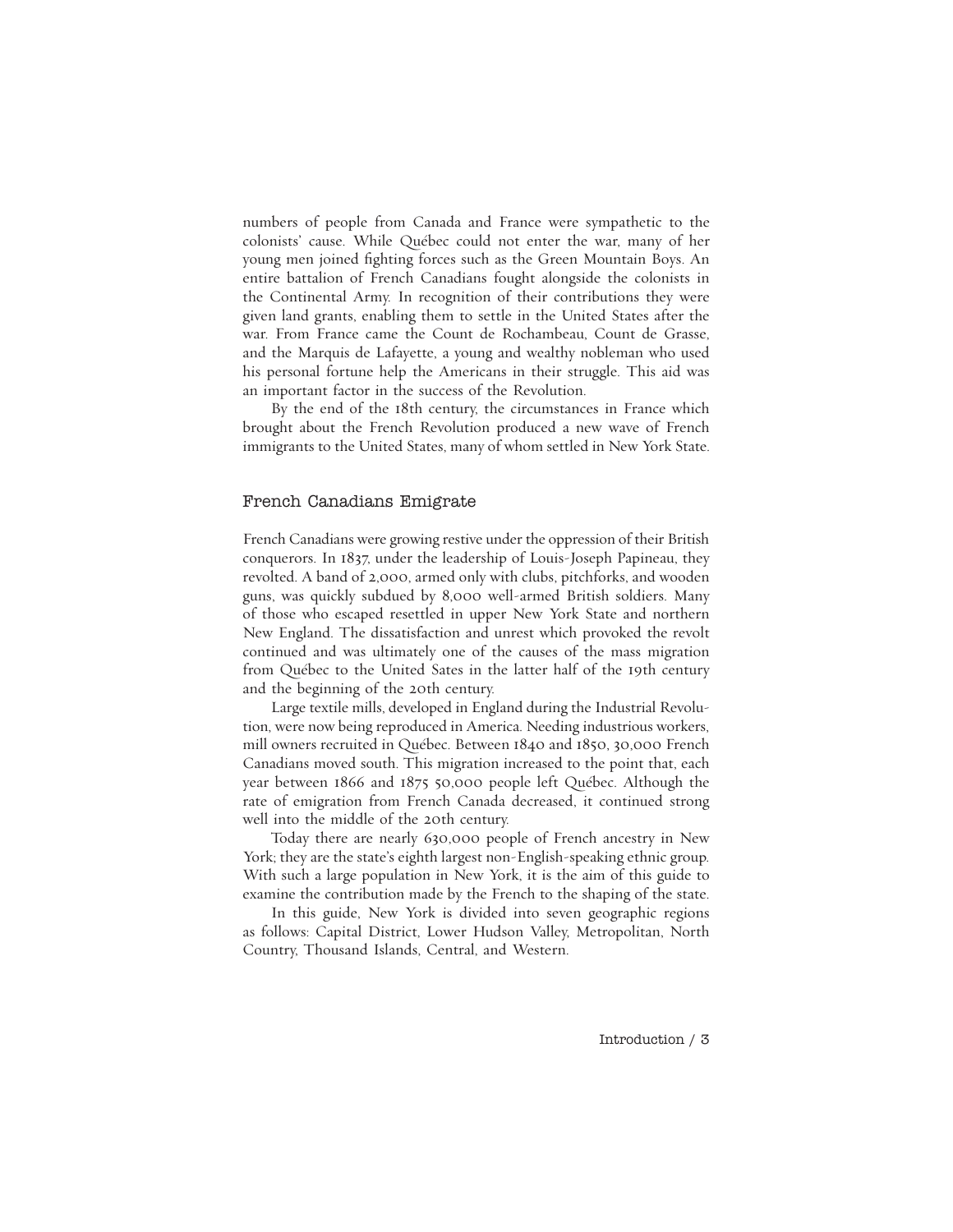numbers of people from Canada and France were sympathetic to the colonists' cause. While Québec could not enter the war, many of her young men joined fighting forces such as the Green Mountain Boys. An entire battalion of French Canadians fought alongside the colonists in the Continental Army. In recognition of their contributions they were given land grants, enabling them to settle in the United States after the war. From France came the Count de Rochambeau, Count de Grasse, and the Marquis de Lafayette, a young and wealthy nobleman who used his personal fortune help the Americans in their struggle. This aid was an important factor in the success of the Revolution.

By the end of the 18th century, the circumstances in France which brought about the French Revolution produced a new wave of French immigrants to the United States, many of whom settled in New York State.

## French Canadians Emigrate

French Canadians were growing restive under the oppression of their British conquerors. In 1837, under the leadership of Louis-Joseph Papineau, they revolted. A band of 2,000, armed only with clubs, pitchforks, and wooden guns, was quickly subdued by 8,000 well-armed British soldiers. Many of those who escaped resettled in upper New York State and northern New England. The dissatisfaction and unrest which provoked the revolt continued and was ultimately one of the causes of the mass migration from Québec to the United Sates in the latter half of the 19th century and the beginning of the 20th century.

Large textile mills, developed in England during the Industrial Revolution, were now being reproduced in America. Needing industrious workers, mill owners recruited in Québec. Between 1840 and 1850, 30,000 French Canadians moved south. This migration increased to the point that, each year between 1866 and 1875 50,000 people left Québec. Although the rate of emigration from French Canada decreased, it continued strong well into the middle of the 20th century.

Today there are nearly 630,000 people of French ancestry in New York; they are the state's eighth largest non-English-speaking ethnic group. With such a large population in New York, it is the aim of this guide to examine the contribution made by the French to the shaping of the state.

In this guide, New York is divided into seven geographic regions as follows: Capital District, Lower Hudson Valley, Metropolitan, North Country, Thousand Islands, Central, and Western.